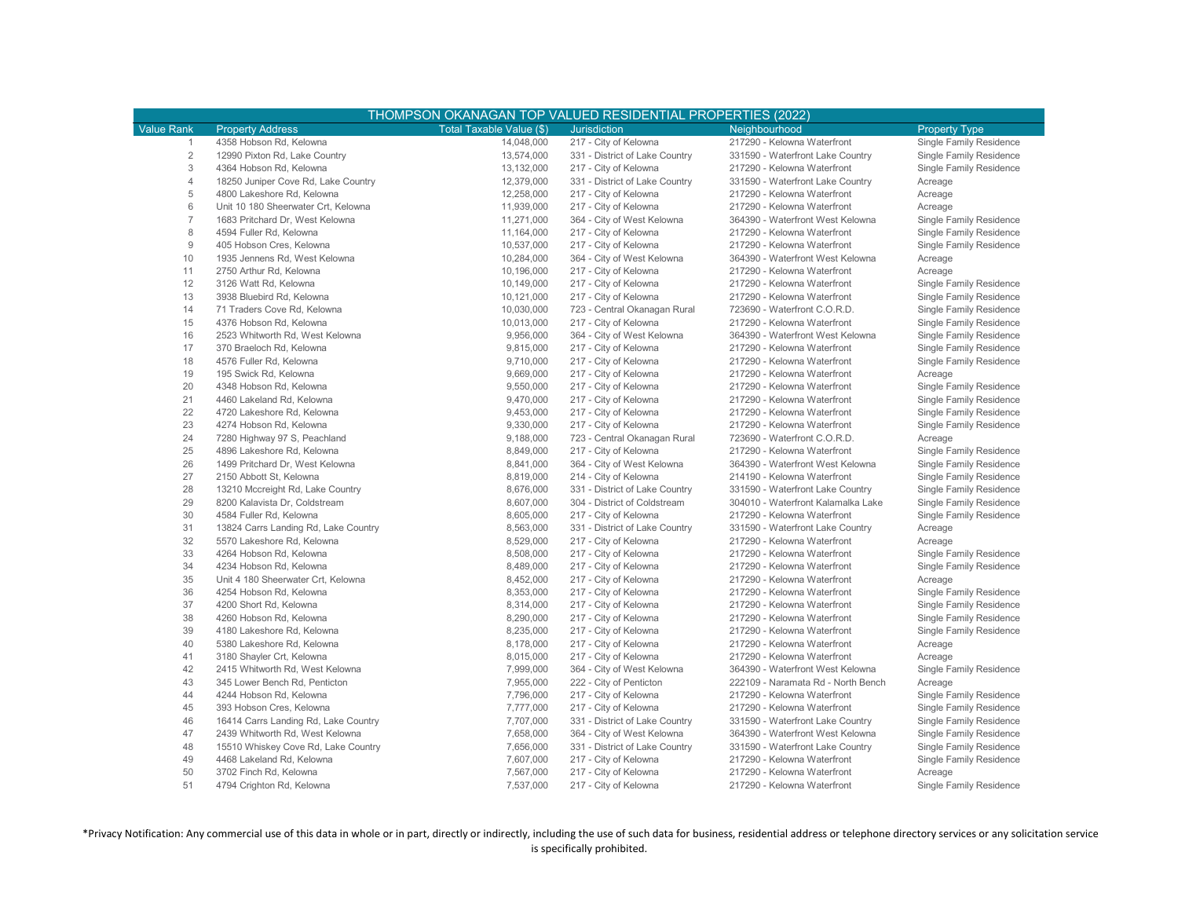| THOMPSON OKANAGAN TOP VALUED RESIDENTIAL PROPERTIES (2022) | | | | | |
|---|---|---|---|---|---|
| Value Rank | Property Address | Total Taxable Value ($) | Jurisdiction | Neighbourhood | Property Type |
| 1 | 4358 Hobson Rd, Kelowna | 14,048,000 | 217 - City of Kelowna | 217290 - Kelowna Waterfront | Single Family Residence |
| 2 | 12990 Pixton Rd, Lake Country | 13,574,000 | 331 - District of Lake Country | 331590 - Waterfront Lake Country | Single Family Residence |
| 3 | 4364 Hobson Rd, Kelowna | 13,132,000 | 217 - City of Kelowna | 217290 - Kelowna Waterfront | Single Family Residence |
| 4 | 18250 Juniper Cove Rd, Lake Country | 12,379,000 | 331 - District of Lake Country | 331590 - Waterfront Lake Country | Acreage |
| 5 | 4800 Lakeshore Rd, Kelowna | 12,258,000 | 217 - City of Kelowna | 217290 - Kelowna Waterfront | Acreage |
| 6 | Unit 10 180 Sheerwater Crt, Kelowna | 11,939,000 | 217 - City of Kelowna | 217290 - Kelowna Waterfront | Acreage |
| 7 | 1683 Pritchard Dr, West Kelowna | 11,271,000 | 364 - City of West Kelowna | 364390 - Waterfront West Kelowna | Single Family Residence |
| 8 | 4594 Fuller Rd, Kelowna | 11,164,000 | 217 - City of Kelowna | 217290 - Kelowna Waterfront | Single Family Residence |
| 9 | 405 Hobson Cres, Kelowna | 10,537,000 | 217 - City of Kelowna | 217290 - Kelowna Waterfront | Single Family Residence |
| 10 | 1935 Jennens Rd, West Kelowna | 10,284,000 | 364 - City of West Kelowna | 364390 - Waterfront West Kelowna | Acreage |
| 11 | 2750 Arthur Rd, Kelowna | 10,196,000 | 217 - City of Kelowna | 217290 - Kelowna Waterfront | Acreage |
| 12 | 3126 Watt Rd, Kelowna | 10,149,000 | 217 - City of Kelowna | 217290 - Kelowna Waterfront | Single Family Residence |
| 13 | 3938 Bluebird Rd, Kelowna | 10,121,000 | 217 - City of Kelowna | 217290 - Kelowna Waterfront | Single Family Residence |
| 14 | 71 Traders Cove Rd, Kelowna | 10,030,000 | 723 - Central Okanagan Rural | 723690 - Waterfront C.O.R.D. | Single Family Residence |
| 15 | 4376 Hobson Rd, Kelowna | 10,013,000 | 217 - City of Kelowna | 217290 - Kelowna Waterfront | Single Family Residence |
| 16 | 2523 Whitworth Rd, West Kelowna | 9,956,000 | 364 - City of West Kelowna | 364390 - Waterfront West Kelowna | Single Family Residence |
| 17 | 370 Braeloch Rd, Kelowna | 9,815,000 | 217 - City of Kelowna | 217290 - Kelowna Waterfront | Single Family Residence |
| 18 | 4576 Fuller Rd, Kelowna | 9,710,000 | 217 - City of Kelowna | 217290 - Kelowna Waterfront | Single Family Residence |
| 19 | 195 Swick Rd, Kelowna | 9,669,000 | 217 - City of Kelowna | 217290 - Kelowna Waterfront | Acreage |
| 20 | 4348 Hobson Rd, Kelowna | 9,550,000 | 217 - City of Kelowna | 217290 - Kelowna Waterfront | Single Family Residence |
| 21 | 4460 Lakeland Rd, Kelowna | 9,470,000 | 217 - City of Kelowna | 217290 - Kelowna Waterfront | Single Family Residence |
| 22 | 4720 Lakeshore Rd, Kelowna | 9,453,000 | 217 - City of Kelowna | 217290 - Kelowna Waterfront | Single Family Residence |
| 23 | 4274 Hobson Rd, Kelowna | 9,330,000 | 217 - City of Kelowna | 217290 - Kelowna Waterfront | Single Family Residence |
| 24 | 7280 Highway 97 S, Peachland | 9,188,000 | 723 - Central Okanagan Rural | 723690 - Waterfront C.O.R.D. | Acreage |
| 25 | 4896 Lakeshore Rd, Kelowna | 8,849,000 | 217 - City of Kelowna | 217290 - Kelowna Waterfront | Single Family Residence |
| 26 | 1499 Pritchard Dr, West Kelowna | 8,841,000 | 364 - City of West Kelowna | 364390 - Waterfront West Kelowna | Single Family Residence |
| 27 | 2150 Abbott St, Kelowna | 8,819,000 | 214 - City of Kelowna | 214190 - Kelowna Waterfront | Single Family Residence |
| 28 | 13210 Mccreight Rd, Lake Country | 8,676,000 | 331 - District of Lake Country | 331590 - Waterfront Lake Country | Single Family Residence |
| 29 | 8200 Kalavista Dr, Coldstream | 8,607,000 | 304 - District of Coldstream | 304010 - Waterfront Kalamalka Lake | Single Family Residence |
| 30 | 4584 Fuller Rd, Kelowna | 8,605,000 | 217 - City of Kelowna | 217290 - Kelowna Waterfront | Single Family Residence |
| 31 | 13824 Carrs Landing Rd, Lake Country | 8,563,000 | 331 - District of Lake Country | 331590 - Waterfront Lake Country | Acreage |
| 32 | 5570 Lakeshore Rd, Kelowna | 8,529,000 | 217 - City of Kelowna | 217290 - Kelowna Waterfront | Acreage |
| 33 | 4264 Hobson Rd, Kelowna | 8,508,000 | 217 - City of Kelowna | 217290 - Kelowna Waterfront | Single Family Residence |
| 34 | 4234 Hobson Rd, Kelowna | 8,489,000 | 217 - City of Kelowna | 217290 - Kelowna Waterfront | Single Family Residence |
| 35 | Unit 4 180 Sheerwater Crt, Kelowna | 8,452,000 | 217 - City of Kelowna | 217290 - Kelowna Waterfront | Acreage |
| 36 | 4254 Hobson Rd, Kelowna | 8,353,000 | 217 - City of Kelowna | 217290 - Kelowna Waterfront | Single Family Residence |
| 37 | 4200 Short Rd, Kelowna | 8,314,000 | 217 - City of Kelowna | 217290 - Kelowna Waterfront | Single Family Residence |
| 38 | 4260 Hobson Rd, Kelowna | 8,290,000 | 217 - City of Kelowna | 217290 - Kelowna Waterfront | Single Family Residence |
| 39 | 4180 Lakeshore Rd, Kelowna | 8,235,000 | 217 - City of Kelowna | 217290 - Kelowna Waterfront | Single Family Residence |
| 40 | 5380 Lakeshore Rd, Kelowna | 8,178,000 | 217 - City of Kelowna | 217290 - Kelowna Waterfront | Acreage |
| 41 | 3180 Shayler Crt, Kelowna | 8,015,000 | 217 - City of Kelowna | 217290 - Kelowna Waterfront | Acreage |
| 42 | 2415 Whitworth Rd, West Kelowna | 7,999,000 | 364 - City of West Kelowna | 364390 - Waterfront West Kelowna | Single Family Residence |
| 43 | 345 Lower Bench Rd, Penticton | 7,955,000 | 222 - City of Penticton | 222109 - Naramata Rd - North Bench | Acreage |
| 44 | 4244 Hobson Rd, Kelowna | 7,796,000 | 217 - City of Kelowna | 217290 - Kelowna Waterfront | Single Family Residence |
| 45 | 393 Hobson Cres, Kelowna | 7,777,000 | 217 - City of Kelowna | 217290 - Kelowna Waterfront | Single Family Residence |
| 46 | 16414 Carrs Landing Rd, Lake Country | 7,707,000 | 331 - District of Lake Country | 331590 - Waterfront Lake Country | Single Family Residence |
| 47 | 2439 Whitworth Rd, West Kelowna | 7,658,000 | 364 - City of West Kelowna | 364390 - Waterfront West Kelowna | Single Family Residence |
| 48 | 15510 Whiskey Cove Rd, Lake Country | 7,656,000 | 331 - District of Lake Country | 331590 - Waterfront Lake Country | Single Family Residence |
| 49 | 4468 Lakeland Rd, Kelowna | 7,607,000 | 217 - City of Kelowna | 217290 - Kelowna Waterfront | Single Family Residence |
| 50 | 3702 Finch Rd, Kelowna | 7,567,000 | 217 - City of Kelowna | 217290 - Kelowna Waterfront | Acreage |
| 51 | 4794 Crighton Rd, Kelowna | 7,537,000 | 217 - City of Kelowna | 217290 - Kelowna Waterfront | Single Family Residence |

*Privacy Notification: Any commercial use of this data in whole or in part, directly or indirectly, including the use of such data for business, residential address or telephone directory services or any solicitation service is specifically prohibited.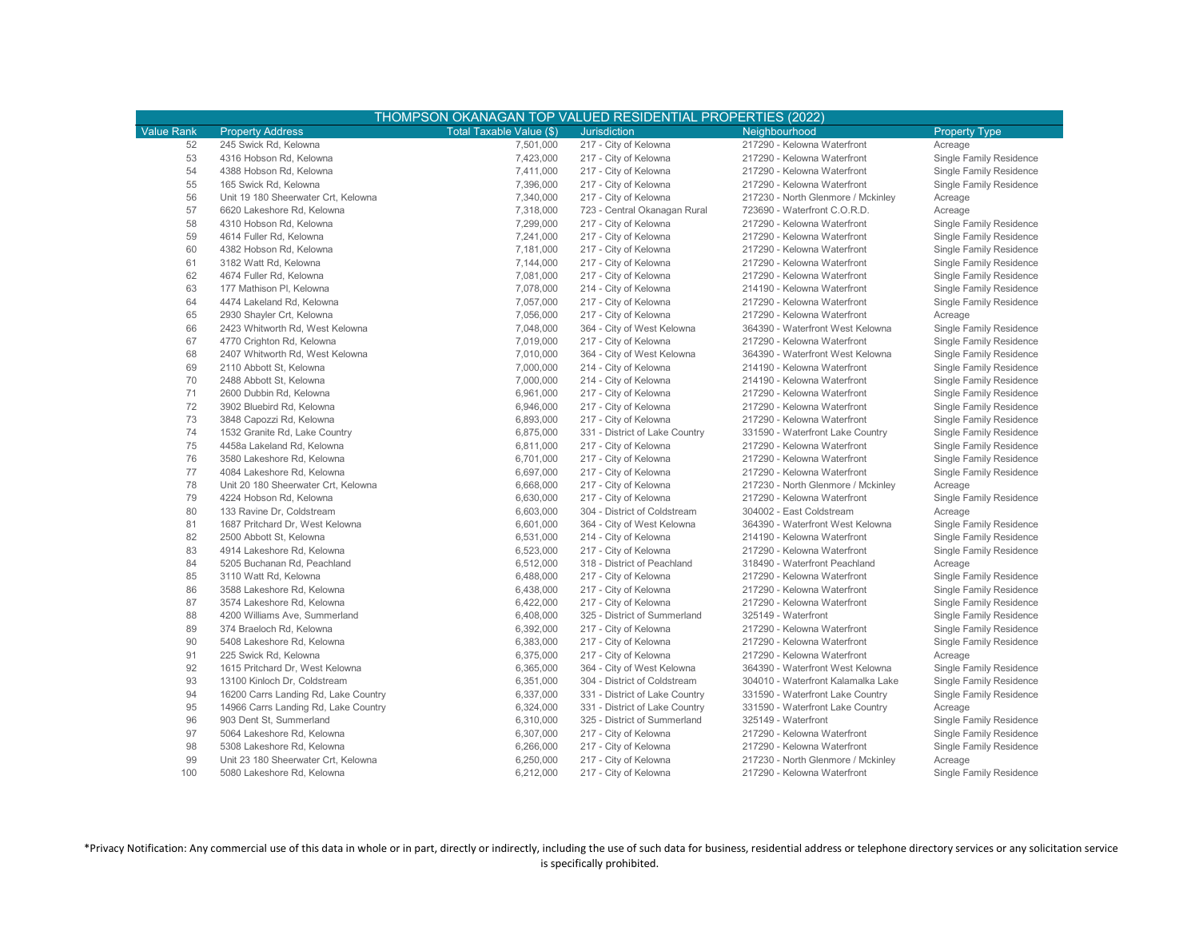| THOMPSON OKANAGAN TOP VALUED RESIDENTIAL PROPERTIES (2022) | | | | | |
|---|---|---|---|---|---|
| Value Rank | Property Address | Total Taxable Value ($) | Jurisdiction | Neighbourhood | Property Type |
| 52 | 245 Swick Rd, Kelowna | 7,501,000 | 217 - City of Kelowna | 217290 - Kelowna Waterfront | Acreage |
| 53 | 4316 Hobson Rd, Kelowna | 7,423,000 | 217 - City of Kelowna | 217290 - Kelowna Waterfront | Single Family Residence |
| 54 | 4388 Hobson Rd, Kelowna | 7,411,000 | 217 - City of Kelowna | 217290 - Kelowna Waterfront | Single Family Residence |
| 55 | 165 Swick Rd, Kelowna | 7,396,000 | 217 - City of Kelowna | 217290 - Kelowna Waterfront | Single Family Residence |
| 56 | Unit 19 180 Sheerwater Crt, Kelowna | 7,340,000 | 217 - City of Kelowna | 217230 - North Glenmore / Mckinley | Acreage |
| 57 | 6620 Lakeshore Rd, Kelowna | 7,318,000 | 723 - Central Okanagan Rural | 723690 - Waterfront C.O.R.D. | Acreage |
| 58 | 4310 Hobson Rd, Kelowna | 7,299,000 | 217 - City of Kelowna | 217290 - Kelowna Waterfront | Single Family Residence |
| 59 | 4614 Fuller Rd, Kelowna | 7,241,000 | 217 - City of Kelowna | 217290 - Kelowna Waterfront | Single Family Residence |
| 60 | 4382 Hobson Rd, Kelowna | 7,181,000 | 217 - City of Kelowna | 217290 - Kelowna Waterfront | Single Family Residence |
| 61 | 3182 Watt Rd, Kelowna | 7,144,000 | 217 - City of Kelowna | 217290 - Kelowna Waterfront | Single Family Residence |
| 62 | 4674 Fuller Rd, Kelowna | 7,081,000 | 217 - City of Kelowna | 217290 - Kelowna Waterfront | Single Family Residence |
| 63 | 177 Mathison Pl, Kelowna | 7,078,000 | 214 - City of Kelowna | 214190 - Kelowna Waterfront | Single Family Residence |
| 64 | 4474 Lakeland Rd, Kelowna | 7,057,000 | 217 - City of Kelowna | 217290 - Kelowna Waterfront | Single Family Residence |
| 65 | 2930 Shayler Crt, Kelowna | 7,056,000 | 217 - City of Kelowna | 217290 - Kelowna Waterfront | Acreage |
| 66 | 2423 Whitworth Rd, West Kelowna | 7,048,000 | 364 - City of West Kelowna | 364390 - Waterfront West Kelowna | Single Family Residence |
| 67 | 4770 Crighton Rd, Kelowna | 7,019,000 | 217 - City of Kelowna | 217290 - Kelowna Waterfront | Single Family Residence |
| 68 | 2407 Whitworth Rd, West Kelowna | 7,010,000 | 364 - City of West Kelowna | 364390 - Waterfront West Kelowna | Single Family Residence |
| 69 | 2110 Abbott St, Kelowna | 7,000,000 | 214 - City of Kelowna | 214190 - Kelowna Waterfront | Single Family Residence |
| 70 | 2488 Abbott St, Kelowna | 7,000,000 | 214 - City of Kelowna | 214190 - Kelowna Waterfront | Single Family Residence |
| 71 | 2600 Dubbin Rd, Kelowna | 6,961,000 | 217 - City of Kelowna | 217290 - Kelowna Waterfront | Single Family Residence |
| 72 | 3902 Bluebird Rd, Kelowna | 6,946,000 | 217 - City of Kelowna | 217290 - Kelowna Waterfront | Single Family Residence |
| 73 | 3848 Capozzi Rd, Kelowna | 6,893,000 | 217 - City of Kelowna | 217290 - Kelowna Waterfront | Single Family Residence |
| 74 | 1532 Granite Rd, Lake Country | 6,875,000 | 331 - District of Lake Country | 331590 - Waterfront Lake Country | Single Family Residence |
| 75 | 4458a Lakeland Rd, Kelowna | 6,811,000 | 217 - City of Kelowna | 217290 - Kelowna Waterfront | Single Family Residence |
| 76 | 3580 Lakeshore Rd, Kelowna | 6,701,000 | 217 - City of Kelowna | 217290 - Kelowna Waterfront | Single Family Residence |
| 77 | 4084 Lakeshore Rd, Kelowna | 6,697,000 | 217 - City of Kelowna | 217290 - Kelowna Waterfront | Single Family Residence |
| 78 | Unit 20 180 Sheerwater Crt, Kelowna | 6,668,000 | 217 - City of Kelowna | 217230 - North Glenmore / Mckinley | Acreage |
| 79 | 4224 Hobson Rd, Kelowna | 6,630,000 | 217 - City of Kelowna | 217290 - Kelowna Waterfront | Single Family Residence |
| 80 | 133 Ravine Dr, Coldstream | 6,603,000 | 304 - District of Coldstream | 304002 - East Coldstream | Acreage |
| 81 | 1687 Pritchard Dr, West Kelowna | 6,601,000 | 364 - City of West Kelowna | 364390 - Waterfront West Kelowna | Single Family Residence |
| 82 | 2500 Abbott St, Kelowna | 6,531,000 | 214 - City of Kelowna | 214190 - Kelowna Waterfront | Single Family Residence |
| 83 | 4914 Lakeshore Rd, Kelowna | 6,523,000 | 217 - City of Kelowna | 217290 - Kelowna Waterfront | Single Family Residence |
| 84 | 5205 Buchanan Rd, Peachland | 6,512,000 | 318 - District of Peachland | 318490 - Waterfront Peachland | Acreage |
| 85 | 3110 Watt Rd, Kelowna | 6,488,000 | 217 - City of Kelowna | 217290 - Kelowna Waterfront | Single Family Residence |
| 86 | 3588 Lakeshore Rd, Kelowna | 6,438,000 | 217 - City of Kelowna | 217290 - Kelowna Waterfront | Single Family Residence |
| 87 | 3574 Lakeshore Rd, Kelowna | 6,422,000 | 217 - City of Kelowna | 217290 - Kelowna Waterfront | Single Family Residence |
| 88 | 4200 Williams Ave, Summerland | 6,408,000 | 325 - District of Summerland | 325149 - Waterfront | Single Family Residence |
| 89 | 374 Braeloch Rd, Kelowna | 6,392,000 | 217 - City of Kelowna | 217290 - Kelowna Waterfront | Single Family Residence |
| 90 | 5408 Lakeshore Rd, Kelowna | 6,383,000 | 217 - City of Kelowna | 217290 - Kelowna Waterfront | Single Family Residence |
| 91 | 225 Swick Rd, Kelowna | 6,375,000 | 217 - City of Kelowna | 217290 - Kelowna Waterfront | Acreage |
| 92 | 1615 Pritchard Dr, West Kelowna | 6,365,000 | 364 - City of West Kelowna | 364390 - Waterfront West Kelowna | Single Family Residence |
| 93 | 13100 Kinloch Dr, Coldstream | 6,351,000 | 304 - District of Coldstream | 304010 - Waterfront Kalamalka Lake | Single Family Residence |
| 94 | 16200 Carrs Landing Rd, Lake Country | 6,337,000 | 331 - District of Lake Country | 331590 - Waterfront Lake Country | Single Family Residence |
| 95 | 14966 Carrs Landing Rd, Lake Country | 6,324,000 | 331 - District of Lake Country | 331590 - Waterfront Lake Country | Acreage |
| 96 | 903 Dent St, Summerland | 6,310,000 | 325 - District of Summerland | 325149 - Waterfront | Single Family Residence |
| 97 | 5064 Lakeshore Rd, Kelowna | 6,307,000 | 217 - City of Kelowna | 217290 - Kelowna Waterfront | Single Family Residence |
| 98 | 5308 Lakeshore Rd, Kelowna | 6,266,000 | 217 - City of Kelowna | 217290 - Kelowna Waterfront | Single Family Residence |
| 99 | Unit 23 180 Sheerwater Crt, Kelowna | 6,250,000 | 217 - City of Kelowna | 217230 - North Glenmore / Mckinley | Acreage |
| 100 | 5080 Lakeshore Rd, Kelowna | 6,212,000 | 217 - City of Kelowna | 217290 - Kelowna Waterfront | Single Family Residence |

*Privacy Notification: Any commercial use of this data in whole or in part, directly or indirectly, including the use of such data for business, residential address or telephone directory services or any solicitation service is specifically prohibited.